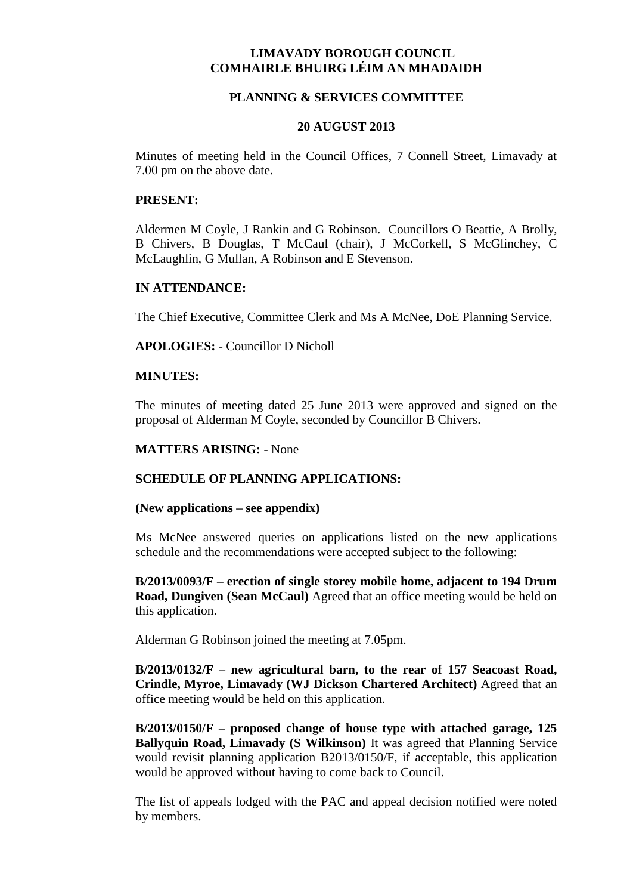# LIMAVADY BOROUGH COUNCIL
# COMHAIRLE BHUIRG LÉIM AN MHADAIDH

## PLANNING & SERVICES COMMITTEE

## 20 AUGUST 2013

Minutes of meeting held in the Council Offices, 7 Connell Street, Limavady at 7.00 pm on the above date.

**PRESENT:**

Aldermen M Coyle, J Rankin and G Robinson. Councillors O Beattie, A Brolly, B Chivers, B Douglas, T McCaul (chair), J McCorkell, S McGlinchey, C McLaughlin, G Mullan, A Robinson and E Stevenson.

**IN ATTENDANCE:**

The Chief Executive, Committee Clerk and Ms A McNee, DoE Planning Service.

**APOLOGIES:** - Councillor D Nicholl

**MINUTES:**

The minutes of meeting dated 25 June 2013 were approved and signed on the proposal of Alderman M Coyle, seconded by Councillor B Chivers.

**MATTERS ARISING:** - None

**SCHEDULE OF PLANNING APPLICATIONS:**

**(New applications – see appendix)**

Ms McNee answered queries on applications listed on the new applications schedule and the recommendations were accepted subject to the following:

**B/2013/0093/F – erection of single storey mobile home, adjacent to 194 Drum Road, Dungiven (Sean McCaul)** Agreed that an office meeting would be held on this application.

Alderman G Robinson joined the meeting at 7.05pm.

**B/2013/0132/F – new agricultural barn, to the rear of 157 Seacoast Road, Crindle, Myroe, Limavady (WJ Dickson Chartered Architect)** Agreed that an office meeting would be held on this application.

**B/2013/0150/F – proposed change of house type with attached garage, 125 Ballyquin Road, Limavady (S Wilkinson)** It was agreed that Planning Service would revisit planning application B2013/0150/F, if acceptable, this application would be approved without having to come back to Council.

The list of appeals lodged with the PAC and appeal decision notified were noted by members.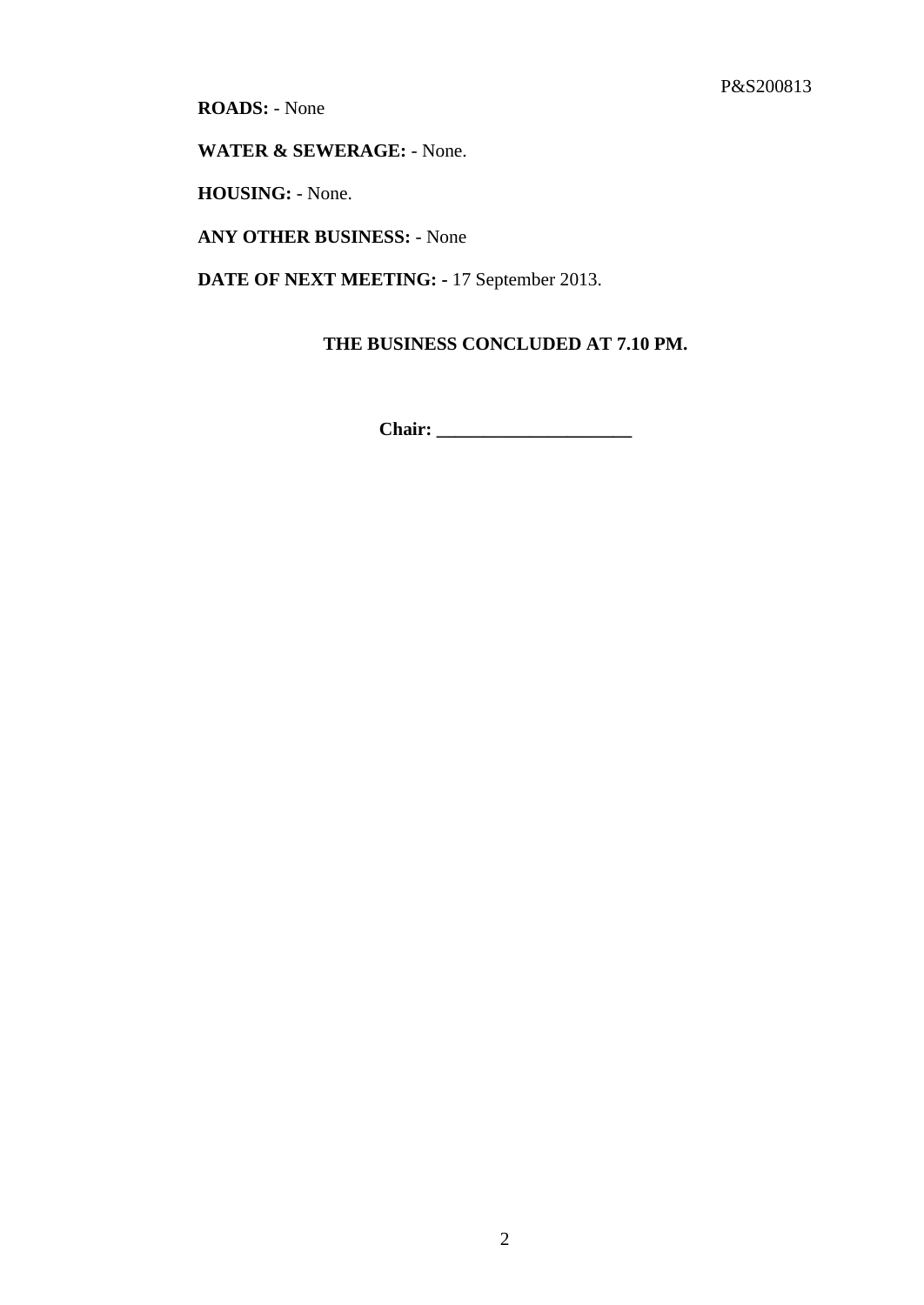**ROADS:** - None

**WATER & SEWERAGE:** - None.

**HOUSING:** - None.

**ANY OTHER BUSINESS:** - None

**DATE OF NEXT MEETING: -** 17 September 2013.

**THE BUSINESS CONCLUDED AT 7.10 PM.**

**Chair: ____________________**